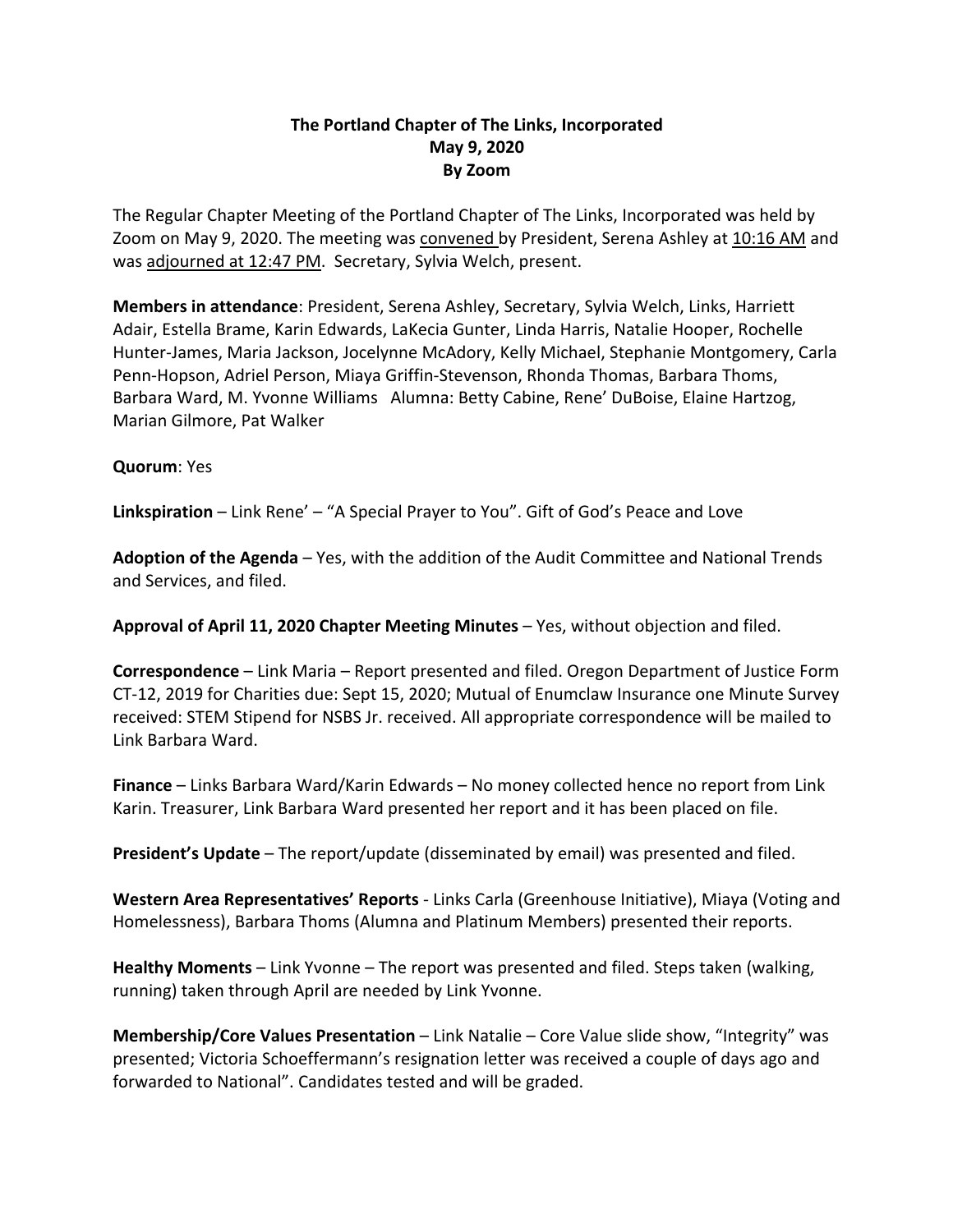**The Portland Chapter of The Links, Incorporated**
**May 9, 2020**
**By Zoom**

The Regular Chapter Meeting of the Portland Chapter of The Links, Incorporated was held by Zoom on May 9, 2020. The meeting was <u>convened</u> by President, Serena Ashley at <u>10:16 AM</u> and was <u>adjourned at 12:47 PM</u>. Secretary, Sylvia Welch, present.

**Members in attendance**: President, Serena Ashley, Secretary, Sylvia Welch, Links, Harriett Adair, Estella Brame, Karin Edwards, LaKecia Gunter, Linda Harris, Natalie Hooper, Rochelle Hunter-James, Maria Jackson, Jocelynne McAdory, Kelly Michael, Stephanie Montgomery, Carla Penn-Hopson, Adriel Person, Miaya Griffin-Stevenson, Rhonda Thomas, Barbara Thoms, Barbara Ward, M. Yvonne Williams Alumna: Betty Cabine, Rene' DuBoise, Elaine Hartzog, Marian Gilmore, Pat Walker

**Quorum**: Yes

**Linkspiration** – Link Rene' – "A Special Prayer to You". Gift of God's Peace and Love

**Adoption of the Agenda** – Yes, with the addition of the Audit Committee and National Trends and Services, and filed.

**Approval of April 11, 2020 Chapter Meeting Minutes** – Yes, without objection and filed.

**Correspondence** – Link Maria – Report presented and filed. Oregon Department of Justice Form CT-12, 2019 for Charities due: Sept 15, 2020; Mutual of Enumclaw Insurance one Minute Survey received: STEM Stipend for NSBS Jr. received. All appropriate correspondence will be mailed to Link Barbara Ward.

**Finance** – Links Barbara Ward/Karin Edwards – No money collected hence no report from Link Karin. Treasurer, Link Barbara Ward presented her report and it has been placed on file.

**President's Update** – The report/update (disseminated by email) was presented and filed.

**Western Area Representatives' Reports** - Links Carla (Greenhouse Initiative), Miaya (Voting and Homelessness), Barbara Thoms (Alumna and Platinum Members) presented their reports.

**Healthy Moments** – Link Yvonne – The report was presented and filed. Steps taken (walking, running) taken through April are needed by Link Yvonne.

**Membership/Core Values Presentation** – Link Natalie – Core Value slide show, "Integrity" was presented; Victoria Schoeffermann's resignation letter was received a couple of days ago and forwarded to National". Candidates tested and will be graded.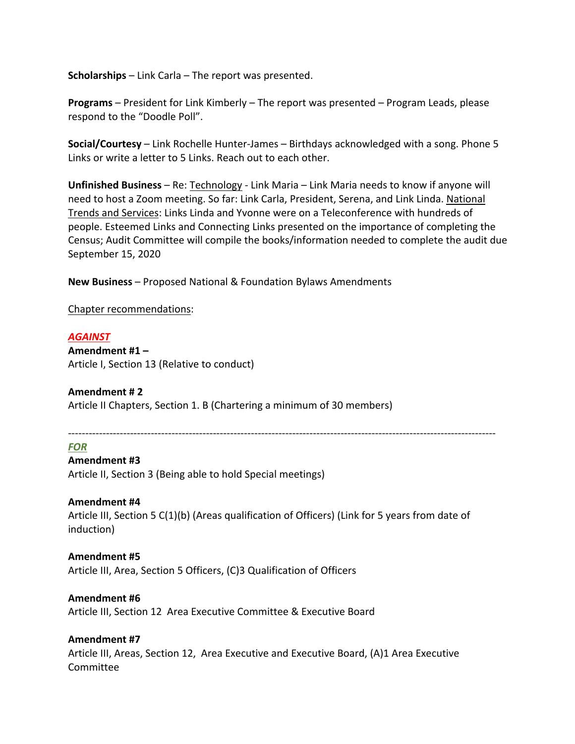**Scholarships** – Link Carla – The report was presented.

**Programs** – President for Link Kimberly – The report was presented – Program Leads, please respond to the "Doodle Poll".

**Social/Courtesy** – Link Rochelle Hunter-James – Birthdays acknowledged with a song. Phone 5 Links or write a letter to 5 Links. Reach out to each other.

**Unfinished Business** – Re: <u>Technology</u> - Link Maria – Link Maria needs to know if anyone will need to host a Zoom meeting. So far: Link Carla, President, Serena, and Link Linda. <u>National Trends and Services</u>: Links Linda and Yvonne were on a Teleconference with hundreds of people. Esteemed Links and Connecting Links presented on the importance of completing the Census; Audit Committee will compile the books/information needed to complete the audit due September 15, 2020

**New Business** – Proposed National & Foundation Bylaws Amendments

<u>Chapter recommendations</u>:

***<u>AGAINST</u>***

**Amendment #1 –**
Article I, Section 13 (Relative to conduct)

**Amendment # 2**
Article II Chapters, Section 1. B (Chartering a minimum of 30 members)

---

***<u>FOR</u>***

**Amendment #3**
Article II, Section 3 (Being able to hold Special meetings)

**Amendment #4**
Article III, Section 5 C(1)(b) (Areas qualification of Officers) (Link for 5 years from date of induction)

**Amendment #5**
Article III, Area, Section 5 Officers, (C)3 Qualification of Officers

**Amendment #6**
Article III, Section 12 Area Executive Committee & Executive Board

**Amendment #7**
Article III, Areas, Section 12, Area Executive and Executive Board, (A)1 Area Executive Committee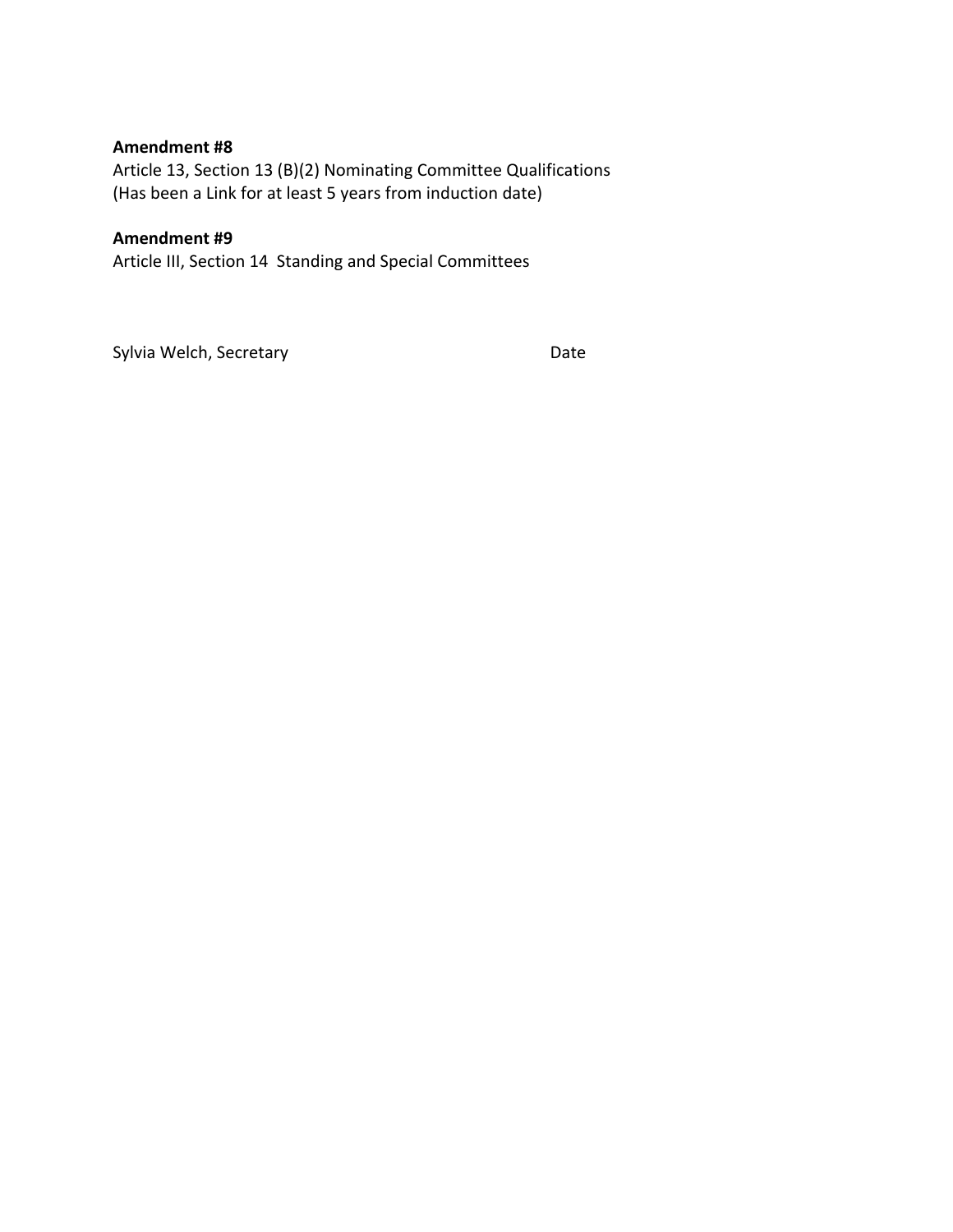**Amendment #8**
Article 13, Section 13 (B)(2) Nominating Committee Qualifications
(Has been a Link for at least 5 years from induction date)

**Amendment #9**
Article III, Section 14  Standing and Special Committees

Sylvia Welch, Secretary                                        Date